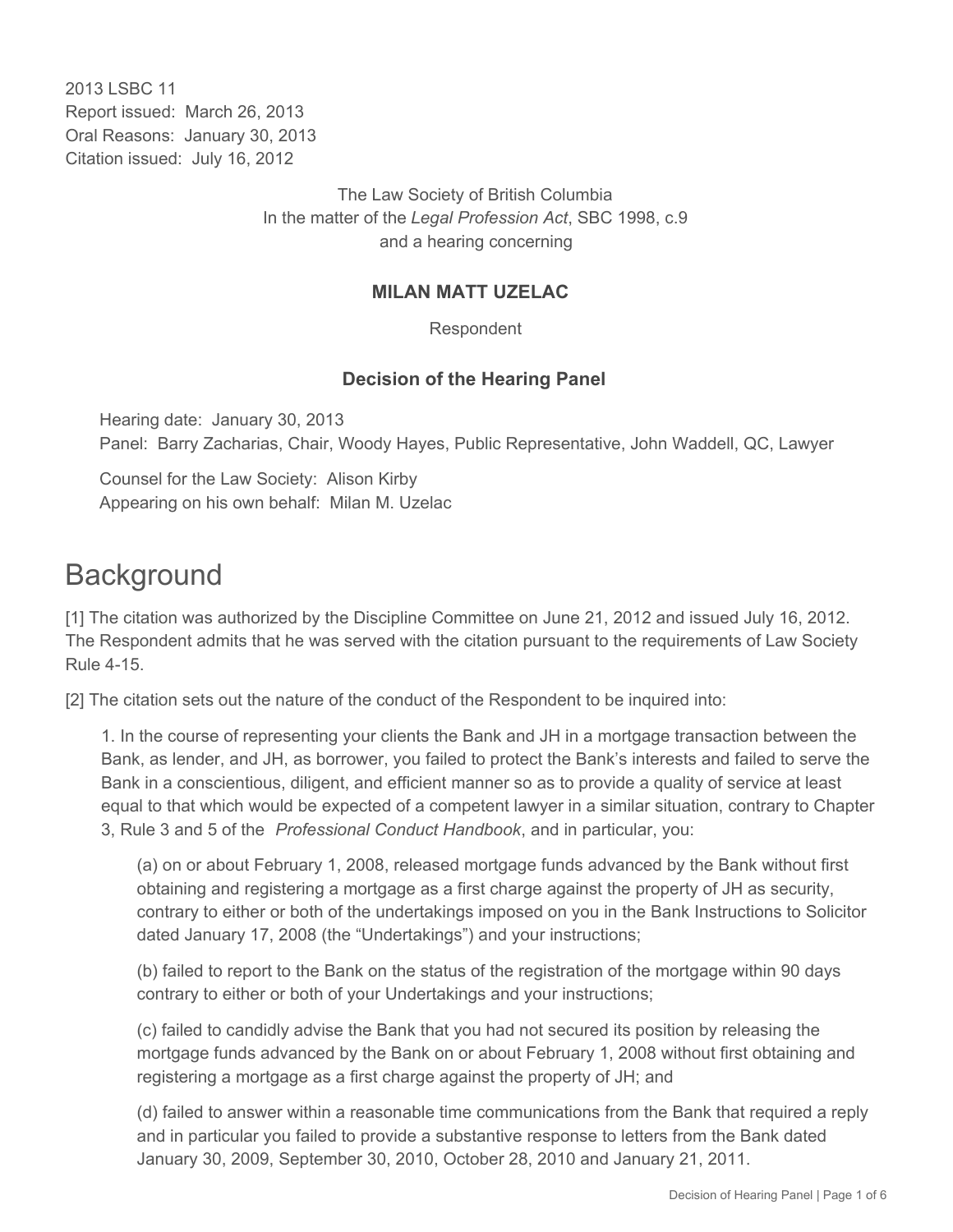2013 LSBC 11
Report issued: March 26, 2013
Oral Reasons: January 30, 2013
Citation issued: July 16, 2012

The Law Society of British Columbia
In the matter of the *Legal Profession Act*, SBC 1998, c.9
and a hearing concerning

**MILAN MATT UZELAC**

Respondent

**Decision of the Hearing Panel**

Hearing date: January 30, 2013
Panel: Barry Zacharias, Chair, Woody Hayes, Public Representative, John Waddell, QC, Lawyer

Counsel for the Law Society: Alison Kirby
Appearing on his own behalf: Milan M. Uzelac

# Background

[1] The citation was authorized by the Discipline Committee on June 21, 2012 and issued July 16, 2012. The Respondent admits that he was served with the citation pursuant to the requirements of Law Society Rule 4-15.

[2] The citation sets out the nature of the conduct of the Respondent to be inquired into:

> 1. In the course of representing your clients the Bank and JH in a mortgage transaction between the Bank, as lender, and JH, as borrower, you failed to protect the Bank's interests and failed to serve the Bank in a conscientious, diligent, and efficient manner so as to provide a quality of service at least equal to that which would be expected of a competent lawyer in a similar situation, contrary to Chapter 3, Rule 3 and 5 of the *Professional Conduct Handbook*, and in particular, you:
>
> > (a) on or about February 1, 2008, released mortgage funds advanced by the Bank without first obtaining and registering a mortgage as a first charge against the property of JH as security, contrary to either or both of the undertakings imposed on you in the Bank Instructions to Solicitor dated January 17, 2008 (the "Undertakings") and your instructions;
> >
> > (b) failed to report to the Bank on the status of the registration of the mortgage within 90 days contrary to either or both of your Undertakings and your instructions;
> >
> > (c) failed to candidly advise the Bank that you had not secured its position by releasing the mortgage funds advanced by the Bank on or about February 1, 2008 without first obtaining and registering a mortgage as a first charge against the property of JH; and
> >
> > (d) failed to answer within a reasonable time communications from the Bank that required a reply and in particular you failed to provide a substantive response to letters from the Bank dated January 30, 2009, September 30, 2010, October 28, 2010 and January 21, 2011.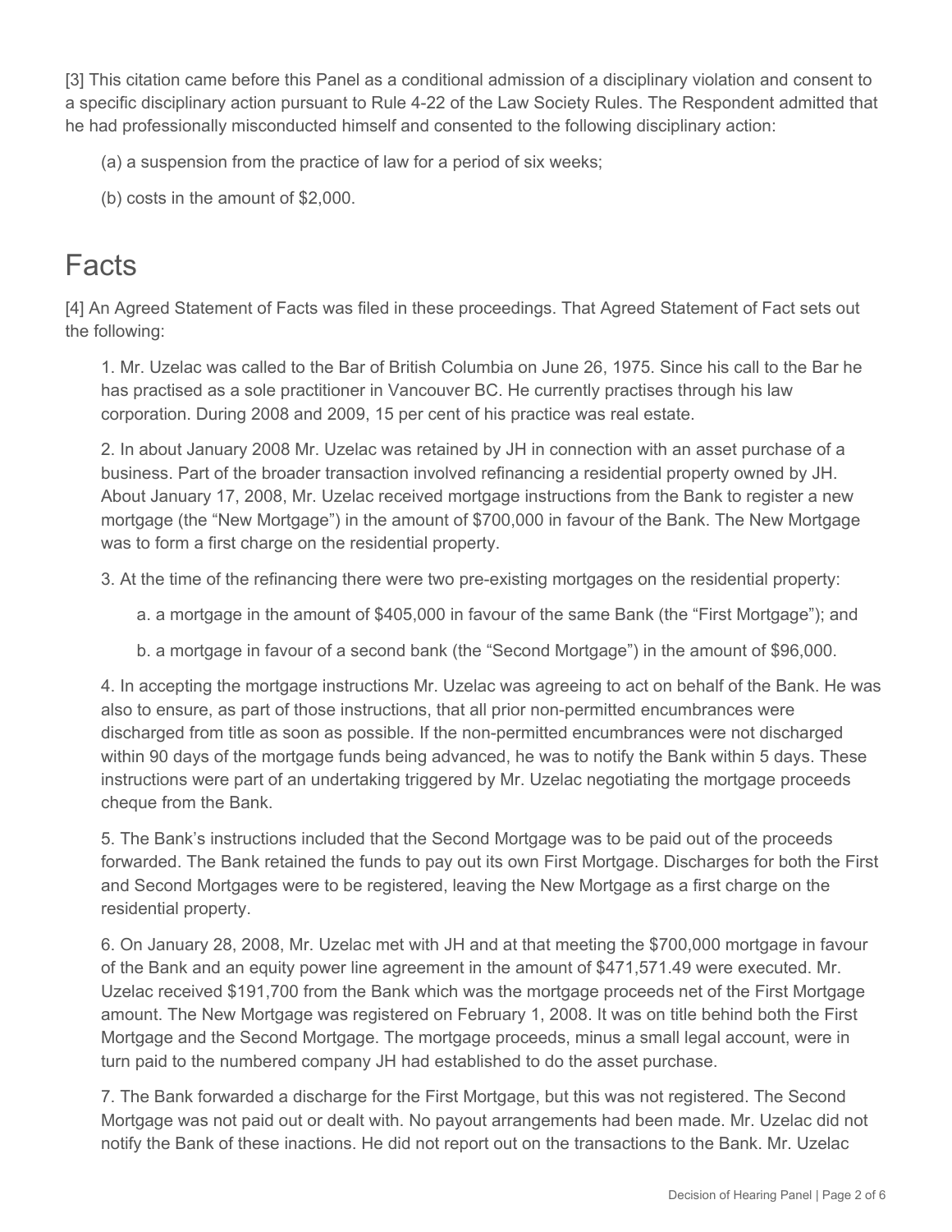[3] This citation came before this Panel as a conditional admission of a disciplinary violation and consent to a specific disciplinary action pursuant to Rule 4-22 of the Law Society Rules. The Respondent admitted that he had professionally misconducted himself and consented to the following disciplinary action:

(a) a suspension from the practice of law for a period of six weeks;

(b) costs in the amount of $2,000.

# Facts

[4] An Agreed Statement of Facts was filed in these proceedings. That Agreed Statement of Fact sets out the following:

1. Mr. Uzelac was called to the Bar of British Columbia on June 26, 1975. Since his call to the Bar he has practised as a sole practitioner in Vancouver BC. He currently practises through his law corporation. During 2008 and 2009, 15 per cent of his practice was real estate.

2. In about January 2008 Mr. Uzelac was retained by JH in connection with an asset purchase of a business. Part of the broader transaction involved refinancing a residential property owned by JH. About January 17, 2008, Mr. Uzelac received mortgage instructions from the Bank to register a new mortgage (the "New Mortgage") in the amount of $700,000 in favour of the Bank. The New Mortgage was to form a first charge on the residential property.

3. At the time of the refinancing there were two pre-existing mortgages on the residential property:

   a. a mortgage in the amount of $405,000 in favour of the same Bank (the "First Mortgage"); and

   b. a mortgage in favour of a second bank (the "Second Mortgage") in the amount of $96,000.

4. In accepting the mortgage instructions Mr. Uzelac was agreeing to act on behalf of the Bank. He was also to ensure, as part of those instructions, that all prior non-permitted encumbrances were discharged from title as soon as possible. If the non-permitted encumbrances were not discharged within 90 days of the mortgage funds being advanced, he was to notify the Bank within 5 days. These instructions were part of an undertaking triggered by Mr. Uzelac negotiating the mortgage proceeds cheque from the Bank.

5. The Bank's instructions included that the Second Mortgage was to be paid out of the proceeds forwarded. The Bank retained the funds to pay out its own First Mortgage. Discharges for both the First and Second Mortgages were to be registered, leaving the New Mortgage as a first charge on the residential property.

6. On January 28, 2008, Mr. Uzelac met with JH and at that meeting the $700,000 mortgage in favour of the Bank and an equity power line agreement in the amount of $471,571.49 were executed. Mr. Uzelac received $191,700 from the Bank which was the mortgage proceeds net of the First Mortgage amount. The New Mortgage was registered on February 1, 2008. It was on title behind both the First Mortgage and the Second Mortgage. The mortgage proceeds, minus a small legal account, were in turn paid to the numbered company JH had established to do the asset purchase.

7. The Bank forwarded a discharge for the First Mortgage, but this was not registered. The Second Mortgage was not paid out or dealt with. No payout arrangements had been made. Mr. Uzelac did not notify the Bank of these inactions. He did not report out on the transactions to the Bank. Mr. Uzelac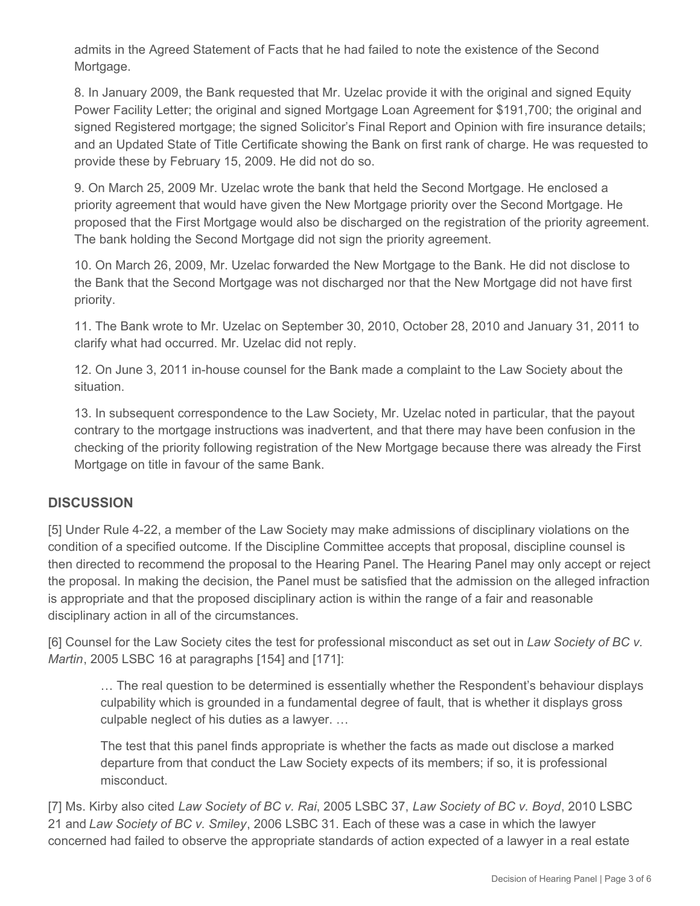admits in the Agreed Statement of Facts that he had failed to note the existence of the Second Mortgage.

8. In January 2009, the Bank requested that Mr. Uzelac provide it with the original and signed Equity Power Facility Letter; the original and signed Mortgage Loan Agreement for $191,700; the original and signed Registered mortgage; the signed Solicitor's Final Report and Opinion with fire insurance details; and an Updated State of Title Certificate showing the Bank on first rank of charge. He was requested to provide these by February 15, 2009. He did not do so.

9. On March 25, 2009 Mr. Uzelac wrote the bank that held the Second Mortgage. He enclosed a priority agreement that would have given the New Mortgage priority over the Second Mortgage. He proposed that the First Mortgage would also be discharged on the registration of the priority agreement. The bank holding the Second Mortgage did not sign the priority agreement.

10. On March 26, 2009, Mr. Uzelac forwarded the New Mortgage to the Bank. He did not disclose to the Bank that the Second Mortgage was not discharged nor that the New Mortgage did not have first priority.

11. The Bank wrote to Mr. Uzelac on September 30, 2010, October 28, 2010 and January 31, 2011 to clarify what had occurred. Mr. Uzelac did not reply.

12. On June 3, 2011 in-house counsel for the Bank made a complaint to the Law Society about the situation.

13. In subsequent correspondence to the Law Society, Mr. Uzelac noted in particular, that the payout contrary to the mortgage instructions was inadvertent, and that there may have been confusion in the checking of the priority following registration of the New Mortgage because there was already the First Mortgage on title in favour of the same Bank.

## DISCUSSION

[5] Under Rule 4-22, a member of the Law Society may make admissions of disciplinary violations on the condition of a specified outcome. If the Discipline Committee accepts that proposal, discipline counsel is then directed to recommend the proposal to the Hearing Panel. The Hearing Panel may only accept or reject the proposal. In making the decision, the Panel must be satisfied that the admission on the alleged infraction is appropriate and that the proposed disciplinary action is within the range of a fair and reasonable disciplinary action in all of the circumstances.

[6] Counsel for the Law Society cites the test for professional misconduct as set out in *Law Society of BC v. Martin*, 2005 LSBC 16 at paragraphs [154] and [171]:

> … The real question to be determined is essentially whether the Respondent's behaviour displays culpability which is grounded in a fundamental degree of fault, that is whether it displays gross culpable neglect of his duties as a lawyer. …
>
> The test that this panel finds appropriate is whether the facts as made out disclose a marked departure from that conduct the Law Society expects of its members; if so, it is professional misconduct.

[7] Ms. Kirby also cited *Law Society of BC v. Rai*, 2005 LSBC 37, *Law Society of BC v. Boyd*, 2010 LSBC 21 and *Law Society of BC v. Smiley*, 2006 LSBC 31. Each of these was a case in which the lawyer concerned had failed to observe the appropriate standards of action expected of a lawyer in a real estate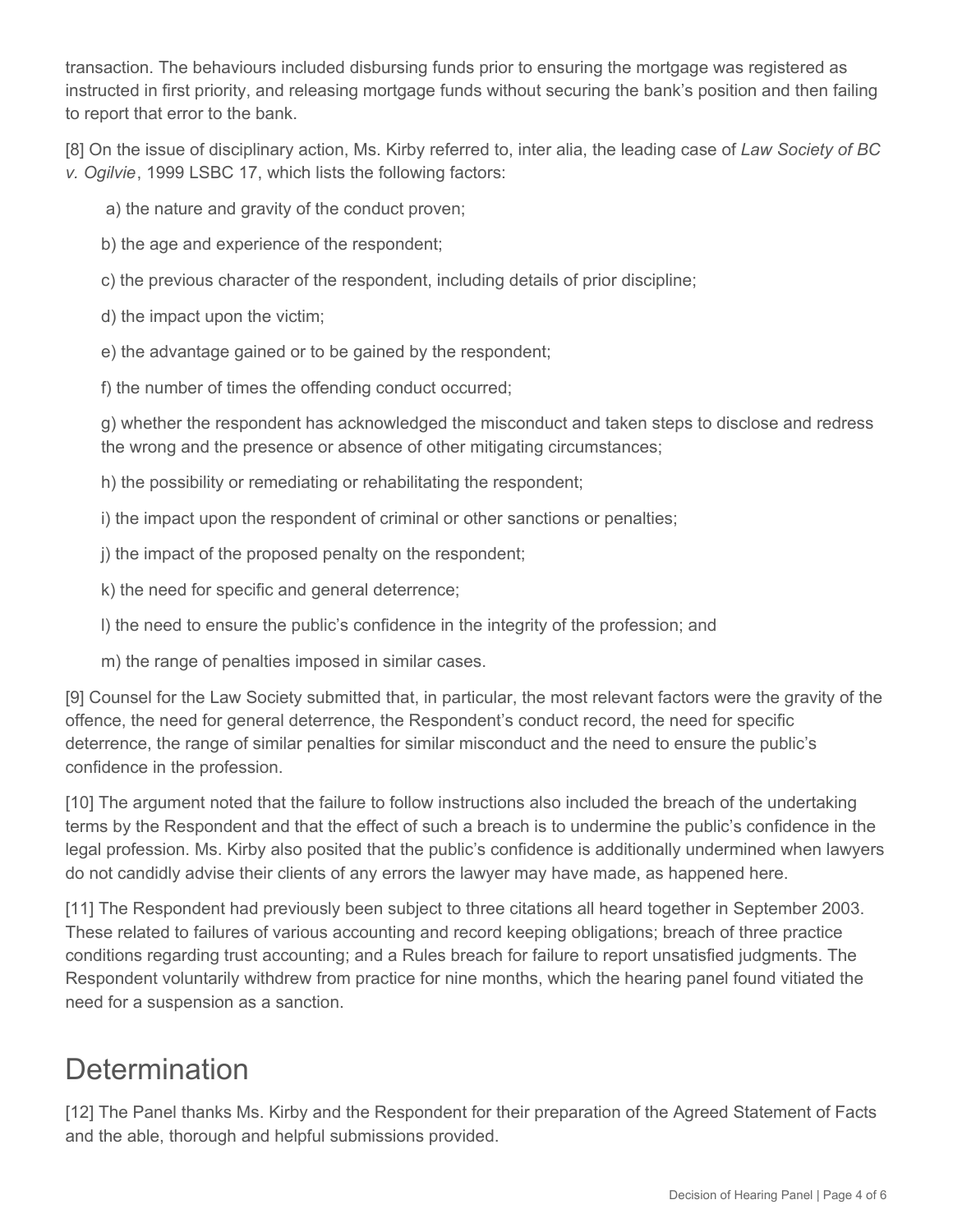transaction. The behaviours included disbursing funds prior to ensuring the mortgage was registered as instructed in first priority, and releasing mortgage funds without securing the bank's position and then failing to report that error to the bank.

[8] On the issue of disciplinary action, Ms. Kirby referred to, inter alia, the leading case of *Law Society of BC v. Ogilvie*, 1999 LSBC 17, which lists the following factors:

a) the nature and gravity of the conduct proven;

b) the age and experience of the respondent;

c) the previous character of the respondent, including details of prior discipline;

d) the impact upon the victim;

e) the advantage gained or to be gained by the respondent;

f) the number of times the offending conduct occurred;

g) whether the respondent has acknowledged the misconduct and taken steps to disclose and redress the wrong and the presence or absence of other mitigating circumstances;

h) the possibility or remediating or rehabilitating the respondent;

i) the impact upon the respondent of criminal or other sanctions or penalties;

j) the impact of the proposed penalty on the respondent;

k) the need for specific and general deterrence;

l) the need to ensure the public's confidence in the integrity of the profession; and

m) the range of penalties imposed in similar cases.

[9] Counsel for the Law Society submitted that, in particular, the most relevant factors were the gravity of the offence, the need for general deterrence, the Respondent's conduct record, the need for specific deterrence, the range of similar penalties for similar misconduct and the need to ensure the public's confidence in the profession.

[10] The argument noted that the failure to follow instructions also included the breach of the undertaking terms by the Respondent and that the effect of such a breach is to undermine the public's confidence in the legal profession. Ms. Kirby also posited that the public's confidence is additionally undermined when lawyers do not candidly advise their clients of any errors the lawyer may have made, as happened here.

[11] The Respondent had previously been subject to three citations all heard together in September 2003. These related to failures of various accounting and record keeping obligations; breach of three practice conditions regarding trust accounting; and a Rules breach for failure to report unsatisfied judgments. The Respondent voluntarily withdrew from practice for nine months, which the hearing panel found vitiated the need for a suspension as a sanction.

# Determination

[12] The Panel thanks Ms. Kirby and the Respondent for their preparation of the Agreed Statement of Facts and the able, thorough and helpful submissions provided.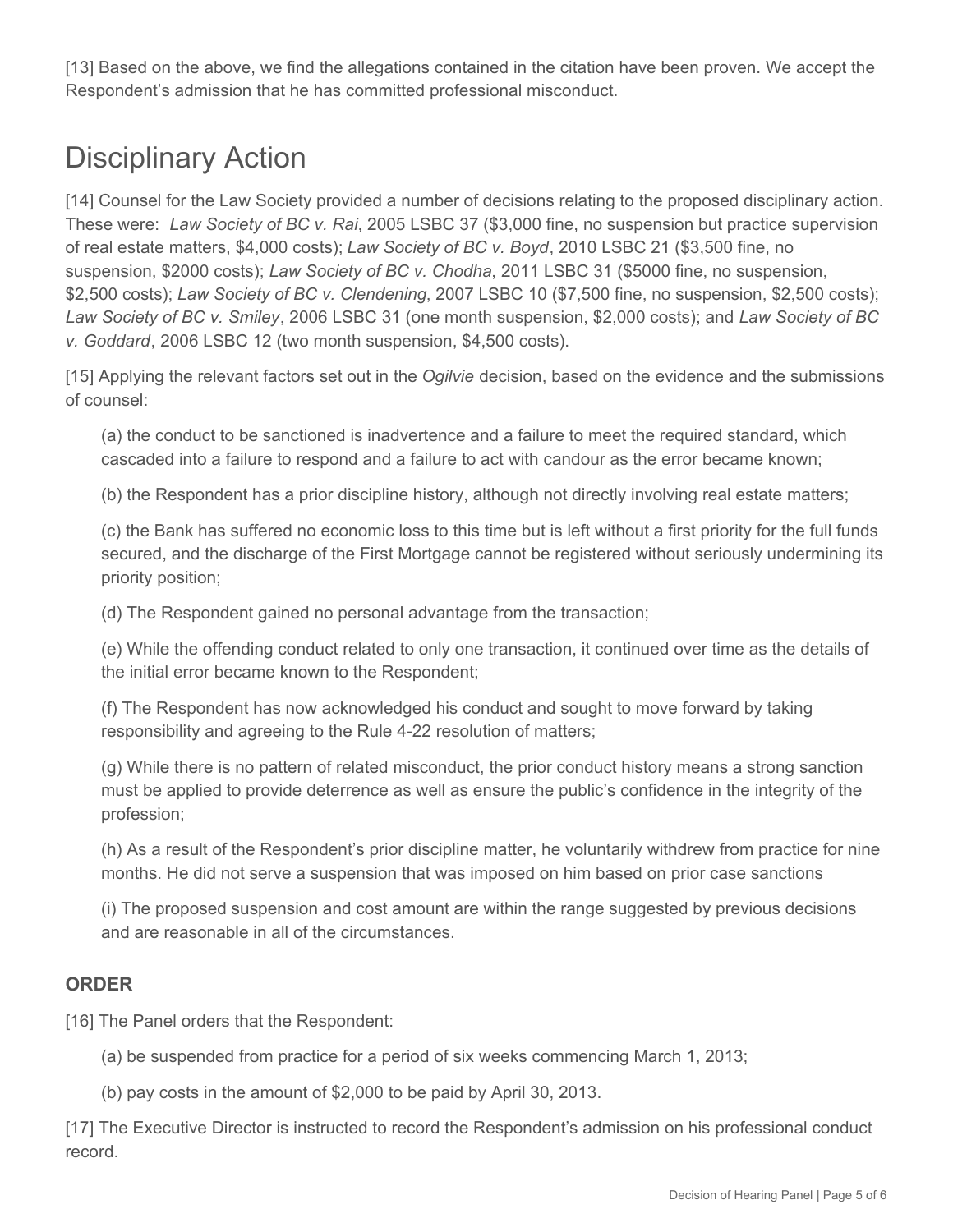[13] Based on the above, we find the allegations contained in the citation have been proven. We accept the Respondent's admission that he has committed professional misconduct.

# Disciplinary Action

[14] Counsel for the Law Society provided a number of decisions relating to the proposed disciplinary action. These were: *Law Society of BC v. Rai*, 2005 LSBC 37 ($3,000 fine, no suspension but practice supervision of real estate matters, $4,000 costs); *Law Society of BC v. Boyd*, 2010 LSBC 21 ($3,500 fine, no suspension, $2000 costs); *Law Society of BC v. Chodha*, 2011 LSBC 31 ($5000 fine, no suspension, $2,500 costs); *Law Society of BC v. Clendening*, 2007 LSBC 10 ($7,500 fine, no suspension, $2,500 costs); *Law Society of BC v. Smiley*, 2006 LSBC 31 (one month suspension, $2,000 costs); and *Law Society of BC v. Goddard*, 2006 LSBC 12 (two month suspension, $4,500 costs).

[15] Applying the relevant factors set out in the *Ogilvie* decision, based on the evidence and the submissions of counsel:

(a) the conduct to be sanctioned is inadvertence and a failure to meet the required standard, which cascaded into a failure to respond and a failure to act with candour as the error became known;

(b) the Respondent has a prior discipline history, although not directly involving real estate matters;

(c) the Bank has suffered no economic loss to this time but is left without a first priority for the full funds secured, and the discharge of the First Mortgage cannot be registered without seriously undermining its priority position;

(d) The Respondent gained no personal advantage from the transaction;

(e) While the offending conduct related to only one transaction, it continued over time as the details of the initial error became known to the Respondent;

(f) The Respondent has now acknowledged his conduct and sought to move forward by taking responsibility and agreeing to the Rule 4-22 resolution of matters;

(g) While there is no pattern of related misconduct, the prior conduct history means a strong sanction must be applied to provide deterrence as well as ensure the public's confidence in the integrity of the profession;

(h) As a result of the Respondent's prior discipline matter, he voluntarily withdrew from practice for nine months. He did not serve a suspension that was imposed on him based on prior case sanctions

(i) The proposed suspension and cost amount are within the range suggested by previous decisions and are reasonable in all of the circumstances.

**ORDER**

[16] The Panel orders that the Respondent:

(a) be suspended from practice for a period of six weeks commencing March 1, 2013;

(b) pay costs in the amount of $2,000 to be paid by April 30, 2013.

[17] The Executive Director is instructed to record the Respondent's admission on his professional conduct record.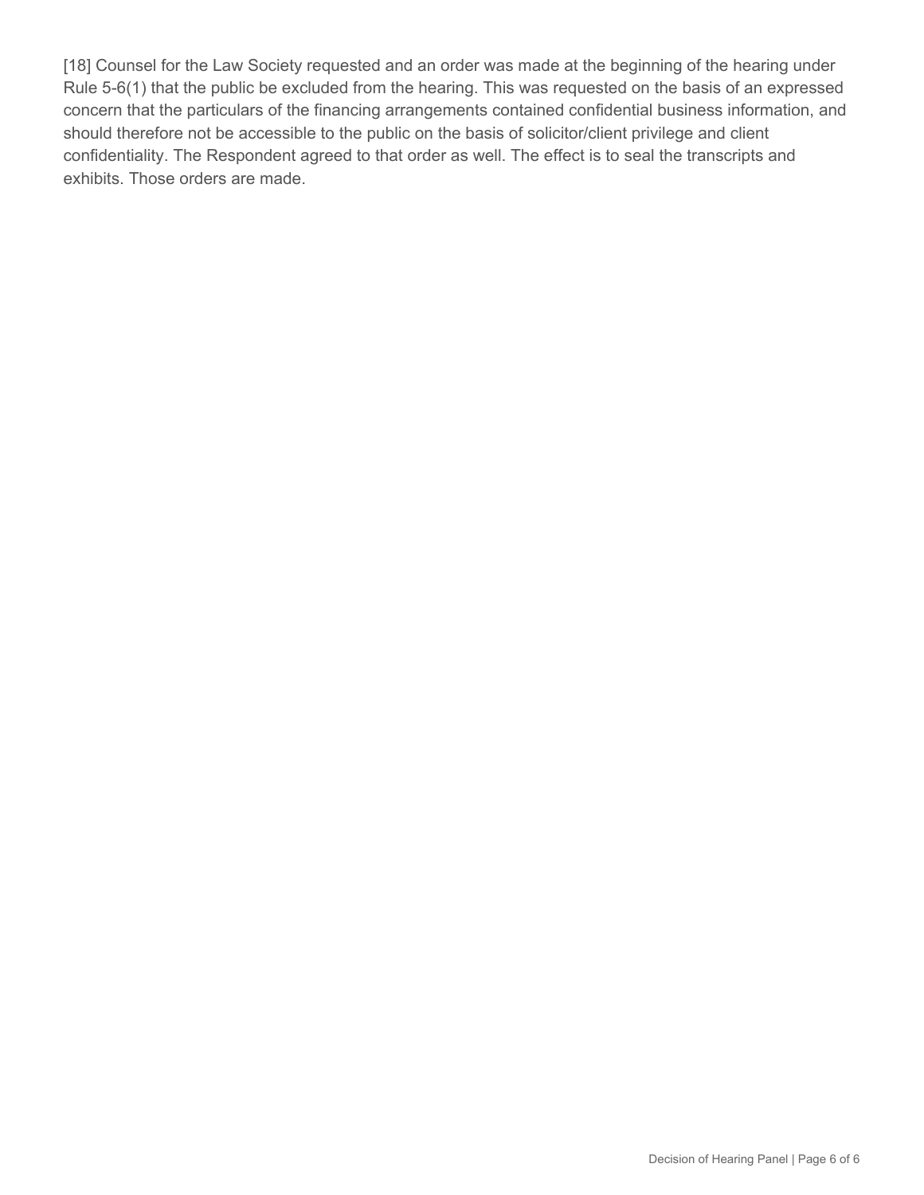[18] Counsel for the Law Society requested and an order was made at the beginning of the hearing under Rule 5-6(1) that the public be excluded from the hearing. This was requested on the basis of an expressed concern that the particulars of the financing arrangements contained confidential business information, and should therefore not be accessible to the public on the basis of solicitor/client privilege and client confidentiality. The Respondent agreed to that order as well. The effect is to seal the transcripts and exhibits. Those orders are made.